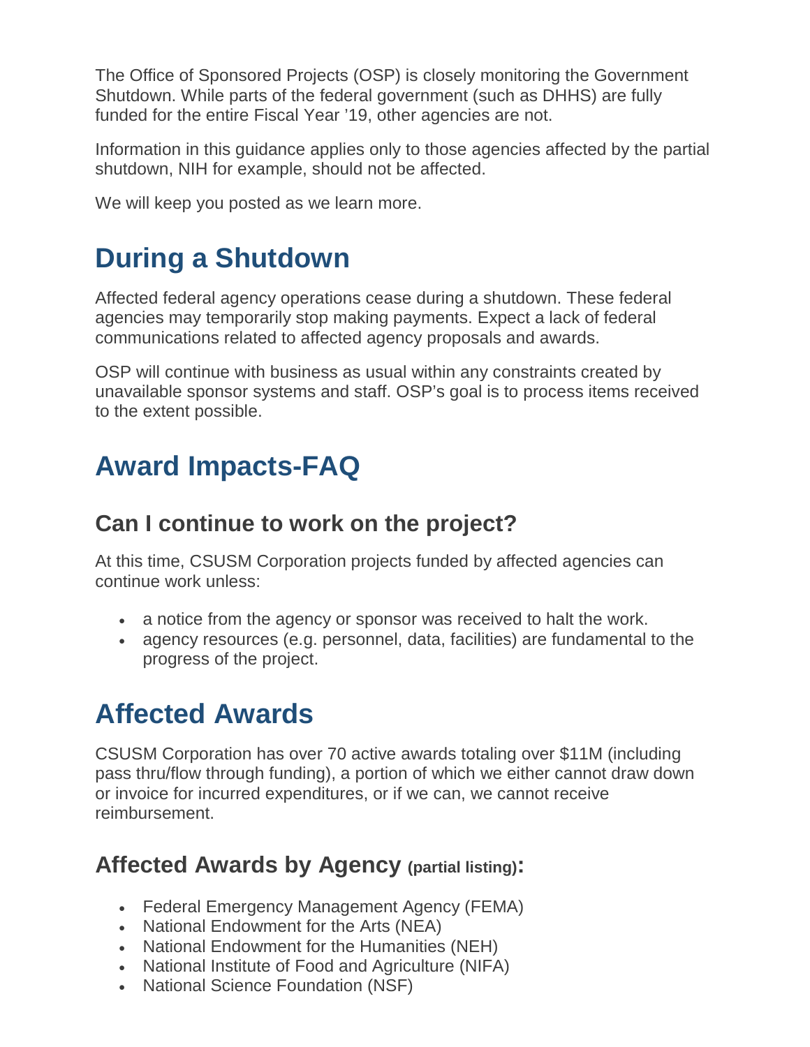The Office of Sponsored Projects (OSP) is closely monitoring the Government Shutdown. While parts of the federal government (such as DHHS) are fully funded for the entire Fiscal Year '19, other agencies are not.

Information in this guidance applies only to those agencies affected by the partial shutdown, NIH for example, should not be affected.

We will keep you posted as we learn more.

# During a Shutdown

Affected federal agency operations cease during a shutdown. These federal agencies may temporarily stop making payments. Expect a lack of federal communications related to affected agency proposals and awards.

OSP will continue with business as usual within any constraints created by unavailable sponsor systems and staff. OSP's goal is to process items received to the extent possible.

# Award Impacts-FAQ

## Can I continue to work on the project?

At this time, CSUSM Corporation projects funded by affected agencies can continue work unless:

- a notice from the agency or sponsor was received to halt the work.
- agency resources (e.g. personnel, data, facilities) are fundamental to the progress of the project.

# Affected Awards

CSUSM Corporation has over 70 active awards totaling over $11M (including pass thru/flow through funding), a portion of which we either cannot draw down or invoice for incurred expenditures, or if we can, we cannot receive reimbursement.

## Affected Awards by Agency (partial listing):

- Federal Emergency Management Agency (FEMA)
- National Endowment for the Arts (NEA)
- National Endowment for the Humanities (NEH)
- National Institute of Food and Agriculture (NIFA)
- National Science Foundation (NSF)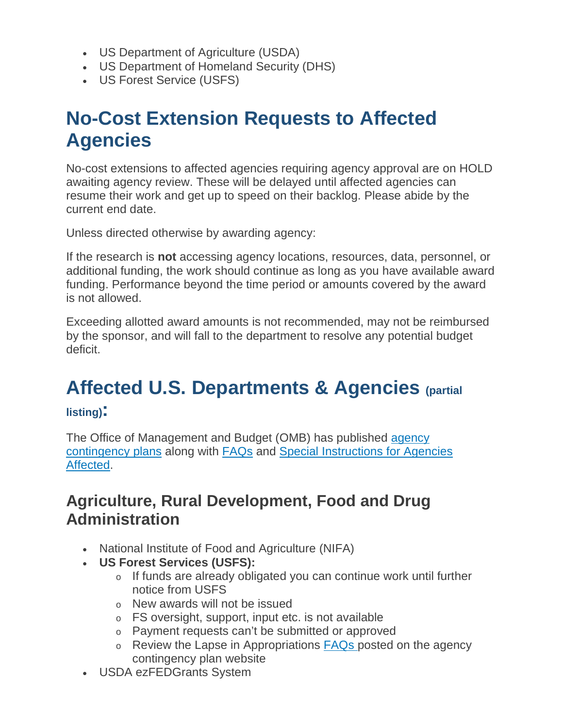- US Department of Agriculture (USDA)
- US Department of Homeland Security (DHS)
- US Forest Service (USFS)

# No-Cost Extension Requests to Affected Agencies

No-cost extensions to affected agencies requiring agency approval are on HOLD awaiting agency review. These will be delayed until affected agencies can resume their work and get up to speed on their backlog. Please abide by the current end date.

Unless directed otherwise by awarding agency:

If the research is **not** accessing agency locations, resources, data, personnel, or additional funding, the work should continue as long as you have available award funding. Performance beyond the time period or amounts covered by the award is not allowed.

Exceeding allotted award amounts is not recommended, may not be reimbursed by the sponsor, and will fall to the department to resolve any potential budget deficit.

# Affected U.S. Departments & Agencies (partial listing):

The Office of Management and Budget (OMB) has published [agency contingency plans]() along with [FAQs]() and [Special Instructions for Agencies Affected]().

## Agriculture, Rural Development, Food and Drug Administration

- National Institute of Food and Agriculture (NIFA)
- **US Forest Services (USFS):**
  - If funds are already obligated you can continue work until further notice from USFS
  - New awards will not be issued
  - FS oversight, support, input etc. is not available
  - Payment requests can't be submitted or approved
  - Review the Lapse in Appropriations [FAQs]() posted on the agency contingency plan website
- USDA ezFEDGrants System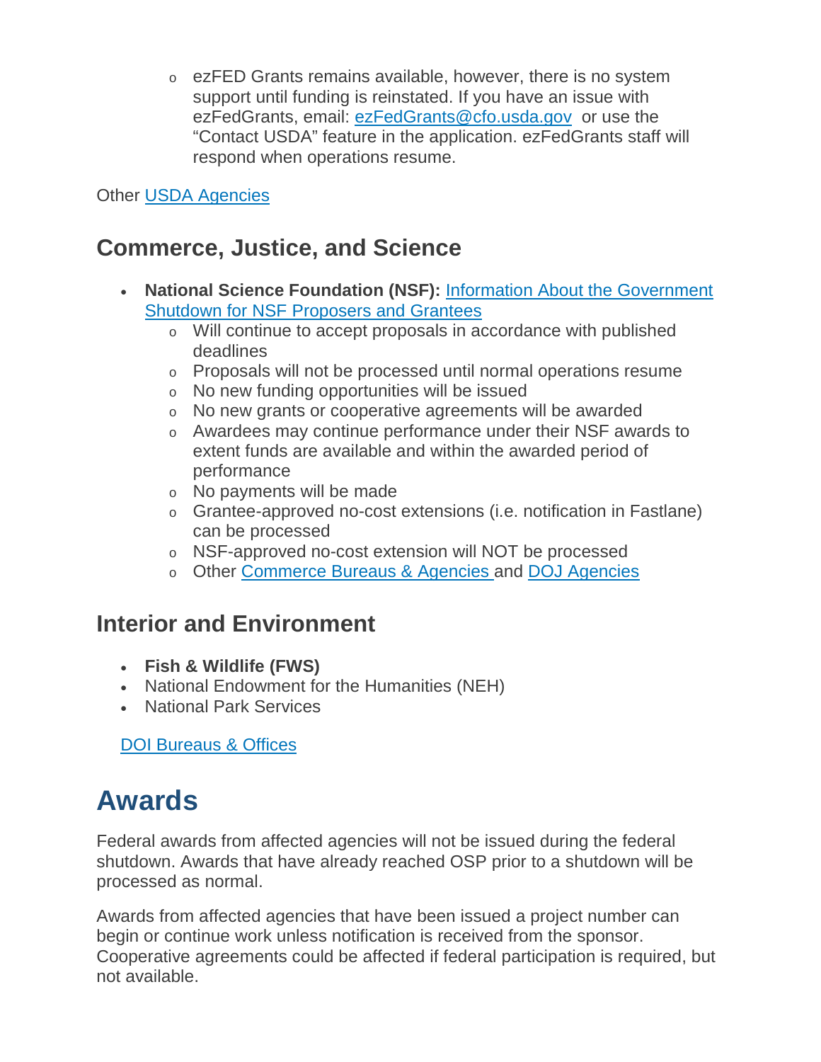- ezFED Grants remains available, however, there is no system support until funding is reinstated. If you have an issue with ezFedGrants, email: [ezFedGrants@cfo.usda.gov](mailto:ezFedGrants@cfo.usda.gov) or use the "Contact USDA" feature in the application. ezFedGrants staff will respond when operations resume.

Other [USDA Agencies]()

## Commerce, Justice, and Science

- **National Science Foundation (NSF):** [Information About the Government Shutdown for NSF Proposers and Grantees]()
  - Will continue to accept proposals in accordance with published deadlines
  - Proposals will not be processed until normal operations resume
  - No new funding opportunities will be issued
  - No new grants or cooperative agreements will be awarded
  - Awardees may continue performance under their NSF awards to extent funds are available and within the awarded period of performance
  - No payments will be made
  - Grantee-approved no-cost extensions (i.e. notification in Fastlane) can be processed
  - NSF-approved no-cost extension will NOT be processed
  - Other [Commerce Bureaus & Agencies]() and [DOJ Agencies]()

## Interior and Environment

- **Fish & Wildlife (FWS)**
- National Endowment for the Humanities (NEH)
- National Park Services

[DOI Bureaus & Offices]()

# Awards

Federal awards from affected agencies will not be issued during the federal shutdown. Awards that have already reached OSP prior to a shutdown will be processed as normal.

Awards from affected agencies that have been issued a project number can begin or continue work unless notification is received from the sponsor. Cooperative agreements could be affected if federal participation is required, but not available.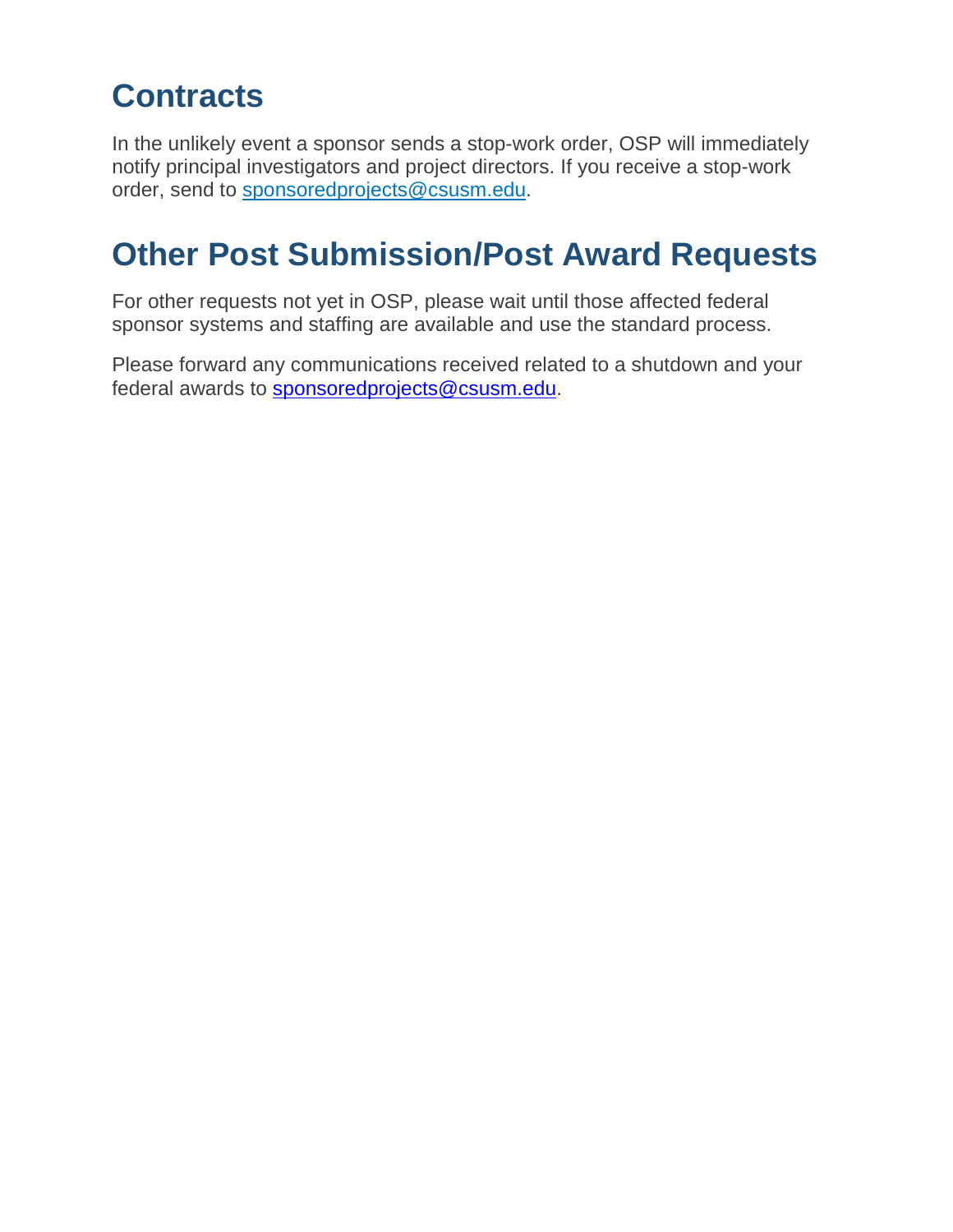## Contracts

In the unlikely event a sponsor sends a stop-work order, OSP will immediately notify principal investigators and project directors. If you receive a stop-work order, send to sponsoredprojects@csusm.edu.

## Other Post Submission/Post Award Requests

For other requests not yet in OSP, please wait until those affected federal sponsor systems and staffing are available and use the standard process.

Please forward any communications received related to a shutdown and your federal awards to sponsoredprojects@csusm.edu.